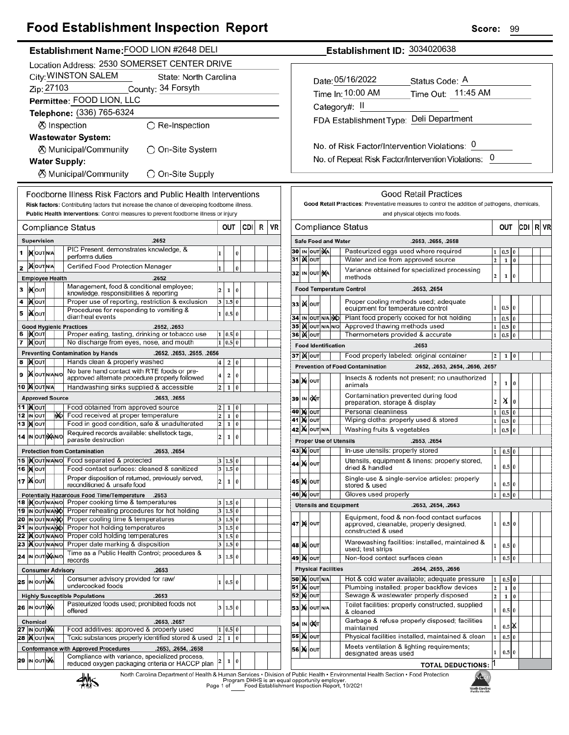# Food Establishment Inspection Report

**Score:** 99

**Establishment Name:** FOOD LION #2648 DELI

**Establishment ID:** 3034020638

Location Address: 2530 SOMERSET CENTER DRIVE

City: WINSTON SALEM State: North Carolina

Zip: 27103 County: 34 Forsyth

**Permittee:** FOOD LION, LLC

**Telephone:** (336) 765-6324

⊗ Inspection ○ Re-Inspection

**Wastewater System:**

⊗ Municipal/Community ○ On-Site System

**Water Supply:**

⊗ Municipal/Community ○ On-Site Supply

Date: 05/16/2022 Status Code: A

Time In: 10:00 AM Time Out: 11:45 AM

Category#: II

FDA Establishment Type: Deli Department

No. of Risk Factor/Intervention Violations: 0

No. of Repeat Risk Factor/Intervention Violations: 0

## Foodborne Illness Risk Factors and Public Health Interventions

**Risk factors:** Contributing factors that increase the chance of developing foodborne illness.
**Public Health Interventions:** Control measures to prevent foodborne illness or injury

| # | Compliance Status | | OUT | | | CDI | R | VR |
|---|---|---|---|---|---|---|---|---|
| | **Supervision** .2652 | | | | | | | |
| 1 | IN | PIC Present, demonstrates knowledge, & performs duties | 1 | | 0 | | | |
| 2 | IN | Certified Food Protection Manager | 1 | | 0 | | | |
| | **Employee Health** .2652 | | | | | | | |
| 3 | IN | Management, food & conditional employee; knowledge, responsibilities & reporting | 2 | 1 | 0 | | | |
| 4 | IN | Proper use of reporting, restriction & exclusion | 3 | 1.5 | 0 | | | |
| 5 | IN | Procedures for responding to vomiting & diarrheal events | 1 | 0.5 | 0 | | | |
| | **Good Hygienic Practices** .2652, .2653 | | | | | | | |
| 6 | IN | Proper eating, tasting, drinking or tobacco use | 1 | 0.5 | 0 | | | |
| 7 | IN | No discharge from eyes, nose, and mouth | 1 | 0.5 | 0 | | | |
| | **Preventing Contamination by Hands** .2652, .2653, .2655, .2656 | | | | | | | |
| 8 | IN | Hands clean & properly washed | 4 | 2 | 0 | | | |
| 9 | IN | No bare hand contact with RTE foods or pre-approved alternate procedure properly followed | 4 | 2 | 0 | | | |
| 10 | IN | Handwashing sinks supplied & accessible | 2 | 1 | 0 | | | |
| | **Approved Source** .2653, .2655 | | | | | | | |
| 11 | IN | Food obtained from approved source | 2 | 1 | 0 | | | |
| 12 | N/O | Food received at proper temperature | 2 | 1 | 0 | | | |
| 13 | IN | Food in good condition, safe & unadulterated | 2 | 1 | 0 | | | |
| 14 | N/A | Required records available: shellstock tags, parasite destruction | 2 | 1 | 0 | | | |
| | **Protection from Contamination** .2653, .2654 | | | | | | | |
| 15 | IN | Food separated & protected | 3 | 1.5 | 0 | | | |
| 16 | IN | Food-contact surfaces: cleaned & sanitized | 3 | 1.5 | 0 | | | |
| 17 | IN | Proper disposition of returned, previously served, reconditioned & unsafe food | 2 | 1 | 0 | | | |
| | **Potentially Hazardous Food Time/Temperature** .2653 | | | | | | | |
| 18 | IN | Proper cooking time & temperatures | 3 | 1.5 | 0 | | | |
| 19 | N/O | Proper reheating procedures for hot holding | 3 | 1.5 | 0 | | | |
| 20 | N/O | Proper cooling time & temperatures | 3 | 1.5 | 0 | | | |
| 21 | N/O | Proper hot holding temperatures | 3 | 1.5 | 0 | | | |
| 22 | IN | Proper cold holding temperatures | 3 | 1.5 | 0 | | | |
| 23 | IN | Proper date marking & disposition | 3 | 1.5 | 0 | | | |
| 24 | N/A | Time as a Public Health Control; procedures & records | 3 | 1.5 | 0 | | | |
| | **Consumer Advisory** .2653 | | | | | | | |
| 25 | N/A | Consumer advisory provided for raw/ undercooked foods | 1 | 0.5 | 0 | | | |
| | **Highly Susceptible Populations** .2653 | | | | | | | |
| 26 | N/A | Pasteurized foods used; prohibited foods not offered | 3 | 1.5 | 0 | | | |
| | **Chemical** .2653, .2657 | | | | | | | |
| 27 | N/A | Food additives: approved & properly used | 1 | 0.5 | 0 | | | |
| 28 | IN | Toxic substances properly identified stored & used | 2 | 1 | 0 | | | |
| | **Conformance with Approved Procedures** .2653, .2654, .2658 | | | | | | | |
| 29 | N/A | Compliance with variance, specialized process, reduced oxygen packaging criteria or HACCP plan | 2 | 1 | 0 | | | |

## Good Retail Practices

**Good Retail Practices:** Preventative measures to control the addition of pathogens, chemicals, and physical objects into foods.

| # | Compliance Status | | OUT | | | CDI | R | VR |
|---|---|---|---|---|---|---|---|---|
| | **Safe Food and Water** .2653, .2655, .2658 | | | | | | | |
| 30 | N/A | Pasteurized eggs used where required | 1 | 0.5 | 0 | | | |
| 31 | IN | Water and ice from approved source | 2 | 1 | 0 | | | |
| 32 | N/A | Variance obtained for specialized processing methods | 2 | 1 | 0 | | | |
| | **Food Temperature Control** .2653, .2654 | | | | | | | |
| 33 | IN | Proper cooling methods used; adequate equipment for temperature control | 1 | 0.5 | 0 | | | |
| 34 | N/O | Plant food properly cooked for hot holding | 1 | 0.5 | 0 | | | |
| 35 | IN | Approved thawing methods used | 1 | 0.5 | 0 | | | |
| 36 | IN | Thermometers provided & accurate | 1 | 0.5 | 0 | | | |
| | **Food Identification** .2653 | | | | | | | |
| 37 | IN | Food properly labeled: original container | 2 | 1 | 0 | | | |
| | **Prevention of Food Contamination** .2652, .2653, .2654, .2656, .2657 | | | | | | | |
| 38 | IN | Insects & rodents not present; no unauthorized animals | 2 | 1 | 0 | | | |
| 39 | OUT | Contamination prevented during food preparation, storage & display | 2 | X | 0 | | | |
| 40 | IN | Personal cleanliness | 1 | 0.5 | 0 | | | |
| 41 | IN | Wiping cloths: properly used & stored | 1 | 0.5 | 0 | | | |
| 42 | IN | Washing fruits & vegetables | 1 | 0.5 | 0 | | | |
| | **Proper Use of Utensils** .2653, .2654 | | | | | | | |
| 43 | IN | In-use utensils: properly stored | 1 | 0.5 | 0 | | | |
| 44 | IN | Utensils, equipment & linens: properly stored, dried & handled | 1 | 0.5 | 0 | | | |
| 45 | IN | Single-use & single-service articles: properly stored & used | 1 | 0.5 | 0 | | | |
| 46 | IN | Gloves used properly | 1 | 0.5 | 0 | | | |
| | **Utensils and Equipment** .2653, .2654, .2663 | | | | | | | |
| 47 | IN | Equipment, food & non-food contact surfaces approved, cleanable, properly designed, constructed & used | 1 | 0.5 | 0 | | | |
| 48 | IN | Warewashing facilities: installed, maintained & used; test strips | 1 | 0.5 | 0 | | | |
| 49 | IN | Non-food contact surfaces clean | 1 | 0.5 | 0 | | | |
| | **Physical Facilities** .2654, .2655, .2656 | | | | | | | |
| 50 | IN | Hot & cold water available; adequate pressure | 1 | 0.5 | 0 | | | |
| 51 | IN | Plumbing installed; proper backflow devices | 2 | 1 | 0 | | | |
| 52 | IN | Sewage & wastewater properly disposed | 2 | 1 | 0 | | | |
| 53 | IN | Toilet facilities: properly constructed, supplied & cleaned | 1 | 0.5 | 0 | | | |
| 54 | OUT | Garbage & refuse properly disposed; facilities maintained | 1 | 0.5 | X | | | |
| 55 | IN | Physical facilities installed, maintained & clean | 1 | 0.5 | 0 | | | |
| 56 | IN | Meets ventilation & lighting requirements; designated areas used | 1 | 0.5 | 0 | | | |
| | **TOTAL DEDUCTIONS:** 1 | | | | | | | |

North Carolina Department of Health & Human Services • Division of Public Health • Environmental Health Section • Food Protection Program DHHS is an equal opportunity employer.
Food Establishment Inspection Report, 10/2021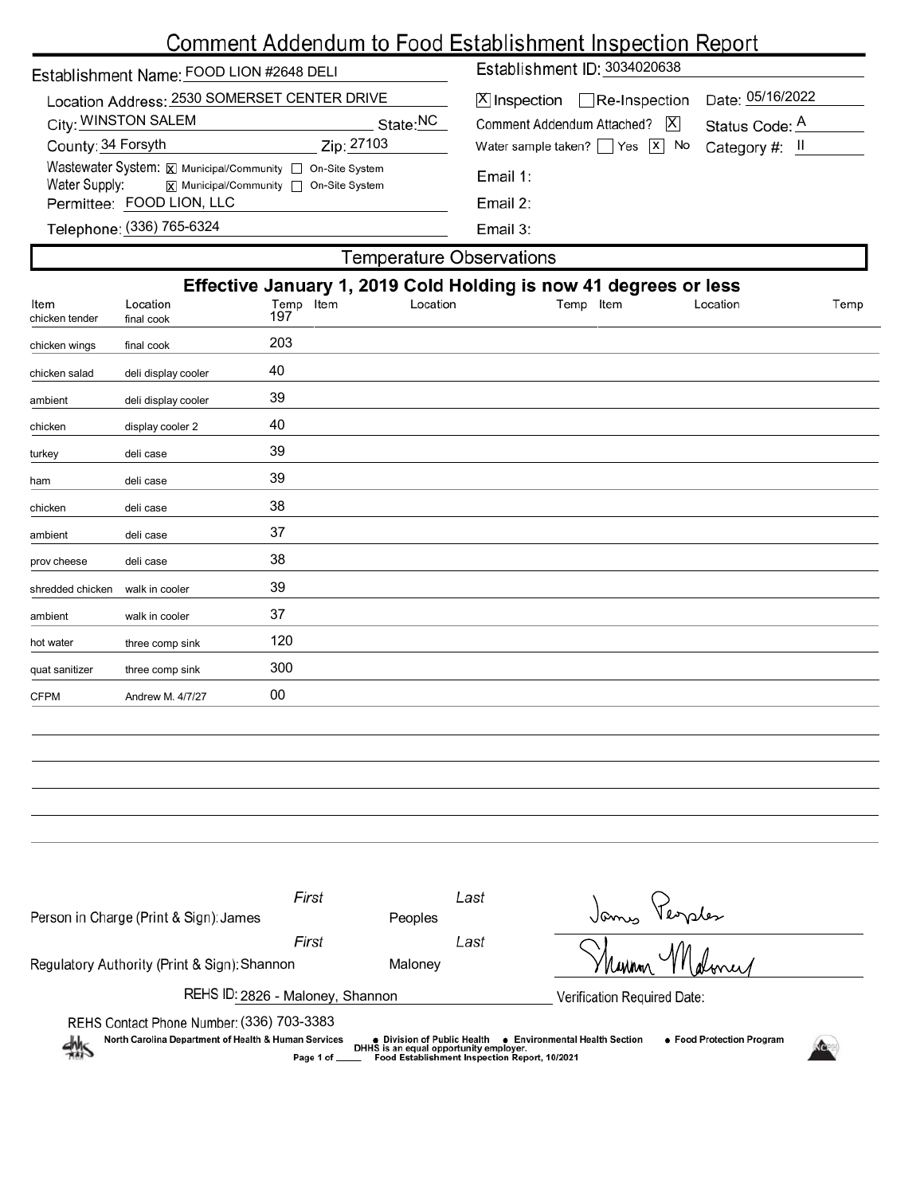# Comment Addendum to Food Establishment Inspection Report

**Establishment Name:** FOOD LION #2648 DELI

**Establishment ID:** 3034020638

**Location Address:** 2530 SOMERSET CENTER DRIVE

**City:** WINSTON SALEM **State:** NC

**County:** 34 Forsyth **Zip:** 27103

**Wastewater System:** [X] Municipal/Community [ ] On-Site System

**Water Supply:** [X] Municipal/Community [ ] On-Site System

**Permittee:** FOOD LION, LLC

**Telephone:** (336) 765-6324

[X] Inspection [ ] Re-Inspection **Date:** 05/16/2022

Comment Addendum Attached? [X] **Status Code:** A

Water sample taken? [ ] Yes [X] No **Category #:** II

Email 1:

Email 2:

Email 3:

## Temperature Observations

**Effective January 1, 2019 Cold Holding is now 41 degrees or less**

| Item | Location | Temp | Item | Location | Temp | Item | Location | Temp |
|---|---|---|---|---|---|---|---|---|
| chicken tender | final cook | 197 | | | | | | |
| chicken wings | final cook | 203 | | | | | | |
| chicken salad | deli display cooler | 40 | | | | | | |
| ambient | deli display cooler | 39 | | | | | | |
| chicken | display cooler 2 | 40 | | | | | | |
| turkey | deli case | 39 | | | | | | |
| ham | deli case | 39 | | | | | | |
| chicken | deli case | 38 | | | | | | |
| ambient | deli case | 37 | | | | | | |
| prov cheese | deli case | 38 | | | | | | |
| shredded chicken | walk in cooler | 39 | | | | | | |
| ambient | walk in cooler | 37 | | | | | | |
| hot water | three comp sink | 120 | | | | | | |
| quat sanitizer | three comp sink | 300 | | | | | | |
| CFPM | Andrew M. 4/7/27 | 00 | | | | | | |

**Person in Charge (Print & Sign):** First: James Last: Peoples

**Regulatory Authority (Print & Sign):** First: Shannon Last: Maloney

**REHS ID:** 2826 - Maloney, Shannon

**Verification Required Date:**

**REHS Contact Phone Number:** (336) 703-3383

North Carolina Department of Health & Human Services • Division of Public Health • Environmental Health Section • Food Protection Program

DHHS is an equal opportunity employer.

Food Establishment Inspection Report, 10/2021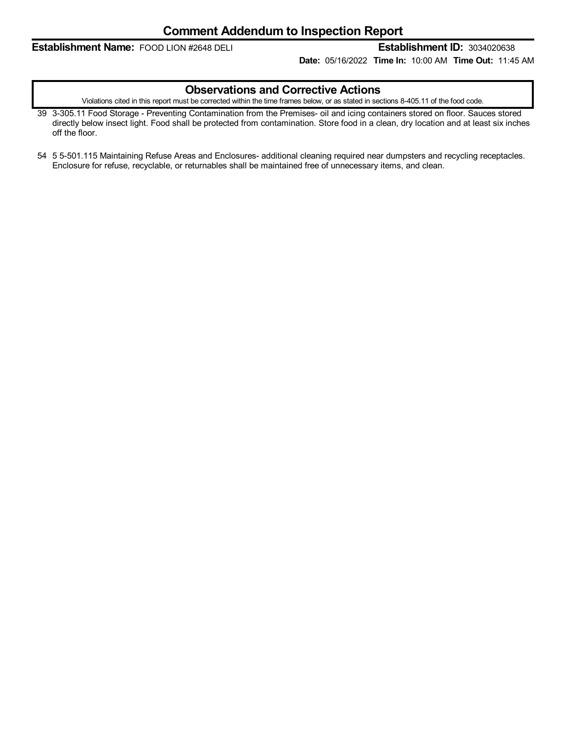# Comment Addendum to Inspection Report

**Establishment Name:** FOOD LION #2648 DELI **Establishment ID:** 3034020638

**Date:** 05/16/2022 **Time In:** 10:00 AM **Time Out:** 11:45 AM

## Observations and Corrective Actions

Violations cited in this report must be corrected within the time frames below, or as stated in sections 8-405.11 of the food code.

39 3-305.11 Food Storage - Preventing Contamination from the Premises- oil and icing containers stored on floor. Sauces stored directly below insect light. Food shall be protected from contamination. Store food in a clean, dry location and at least six inches off the floor.

54 5 5-501.115 Maintaining Refuse Areas and Enclosures- additional cleaning required near dumpsters and recycling receptacles. Enclosure for refuse, recyclable, or returnables shall be maintained free of unnecessary items, and clean.